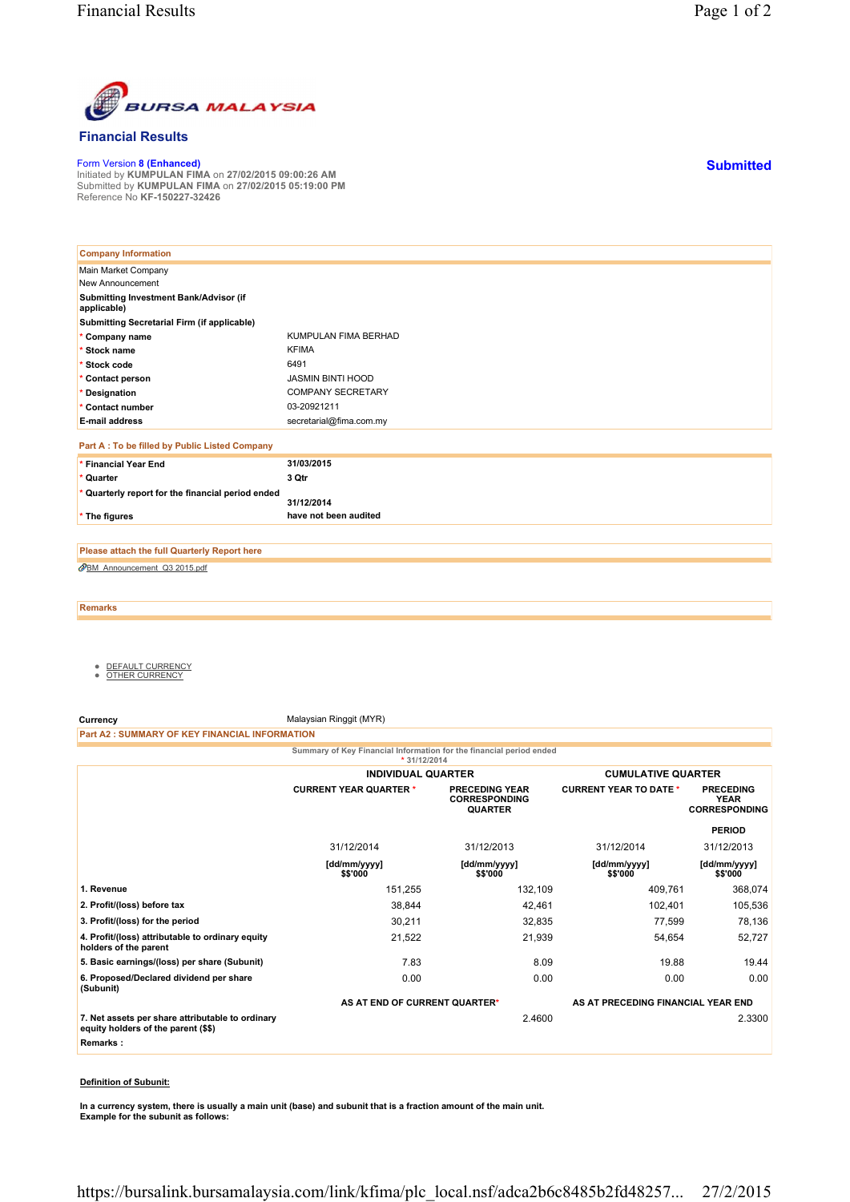# BURSA MALAYSIA

## Financial Results

Form Version 8 (Enhanced)
Initiated by **KUMPULAN FIMA** on **27/02/2015 09:00:26 AM**
Submitted by **KUMPULAN FIMA** on **27/02/2015 05:19:00 PM**
Reference No **KF-150227-32426**

**Submitted**

| Company Information | |
|---|---|
| Main Market Company | |
| New Announcement | |
| **Submitting Investment Bank/Advisor (if applicable)** | |
| **Submitting Secretarial Firm (if applicable)** | |
| * **Company name** | KUMPULAN FIMA BERHAD |
| * **Stock name** | KFIMA |
| * **Stock code** | 6491 |
| * **Contact person** | JASMIN BINTI HOOD |
| * **Designation** | COMPANY SECRETARY |
| * **Contact number** | 03-20921211 |
| **E-mail address** | secretarial@fima.com.my |

**Part A : To be filled by Public Listed Company**

| | |
|---|---|
| * **Financial Year End** | **31/03/2015** |
| * **Quarter** | **3 Qtr** |
| * **Quarterly report for the financial period ended** | **31/12/2014** |
| * **The figures** | **have not been audited** |

**Please attach the full Quarterly Report here**

BM_Announcement_Q3 2015.pdf

**Remarks**

- DEFAULT CURRENCY
- OTHER CURRENCY

**Currency** Malaysian Ringgit (MYR)

**Part A2 : SUMMARY OF KEY FINANCIAL INFORMATION**

Summary of Key Financial Information for the financial period ended
\* 31/12/2014

| | INDIVIDUAL QUARTER | | CUMULATIVE QUARTER | |
|---|---|---|---|---|
| | CURRENT YEAR QUARTER * | PRECEDING YEAR CORRESPONDING QUARTER | CURRENT YEAR TO DATE * | PRECEDING YEAR CORRESPONDING PERIOD |
| | 31/12/2014 | 31/12/2013 | 31/12/2014 | 31/12/2013 |
| | [dd/mm/yyyy] $$'000 | [dd/mm/yyyy] $$'000 | [dd/mm/yyyy] $$'000 | [dd/mm/yyyy] $$'000 |
| **1. Revenue** | 151,255 | 132,109 | 409,761 | 368,074 |
| **2. Profit/(loss) before tax** | 38,844 | 42,461 | 102,401 | 105,536 |
| **3. Profit/(loss) for the period** | 30,211 | 32,835 | 77,599 | 78,136 |
| **4. Profit/(loss) attributable to ordinary equity holders of the parent** | 21,522 | 21,939 | 54,654 | 52,727 |
| **5. Basic earnings/(loss) per share (Subunit)** | 7.83 | 8.09 | 19.88 | 19.44 |
| **6. Proposed/Declared dividend per share (Subunit)** | 0.00 | 0.00 | 0.00 | 0.00 |
| | AS AT END OF CURRENT QUARTER* | | AS AT PRECEDING FINANCIAL YEAR END | |
| **7. Net assets per share attributable to ordinary equity holders of the parent ($$)** | | 2.4600 | | 2.3300 |
| **Remarks :** | | | | |

**Definition of Subunit:**

**In a currency system, there is usually a main unit (base) and subunit that is a fraction amount of the main unit. Example for the subunit as follows:**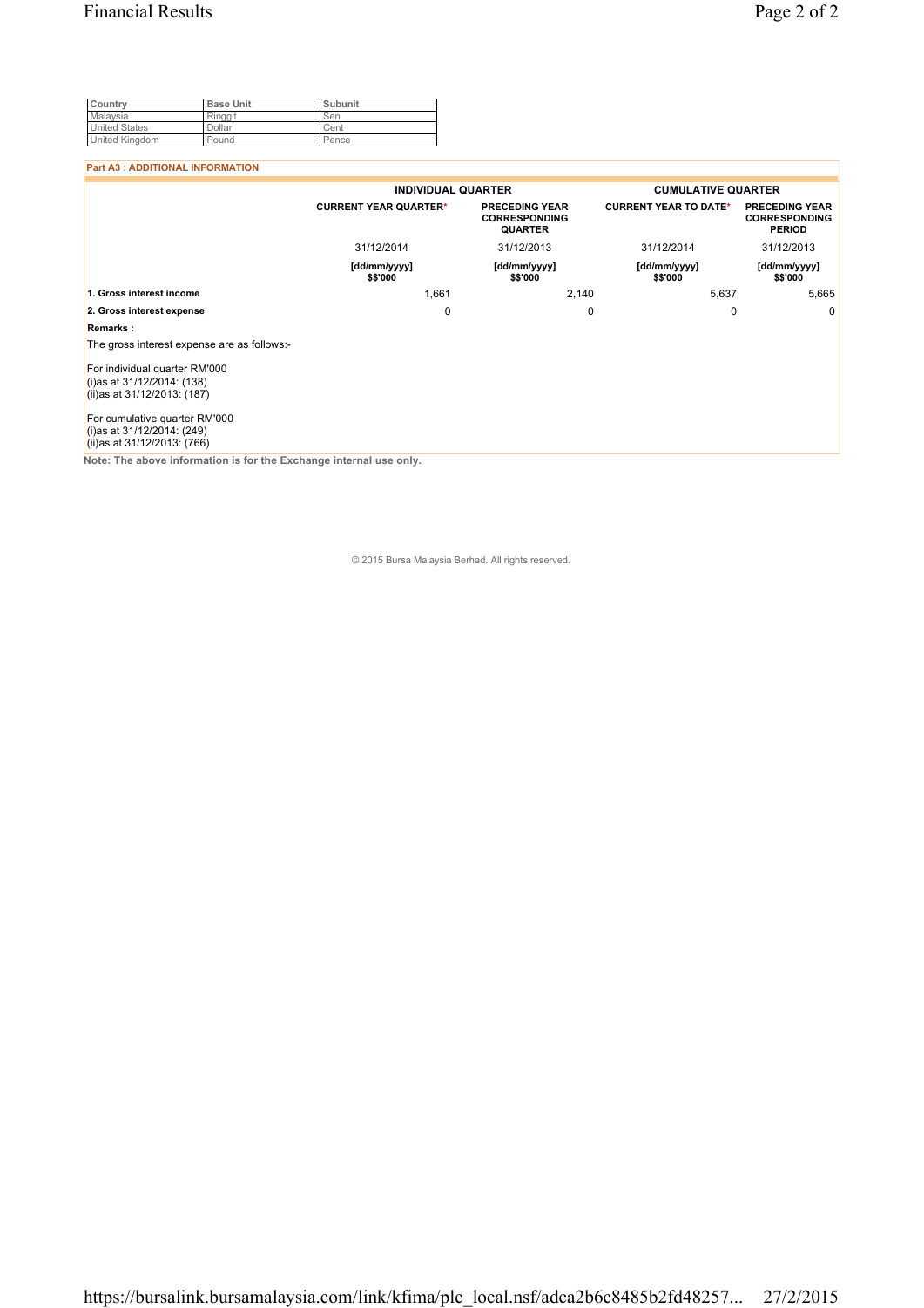| Country | Base Unit | Subunit |
| --- | --- | --- |
| Malaysia | Ringgit | Sen |
| United States | Dollar | Cent |
| United Kingdom | Pound | Pence |

**Part A3 : ADDITIONAL INFORMATION**

| | INDIVIDUAL QUARTER | | CUMULATIVE QUARTER | |
| --- | --- | --- | --- | --- |
| | CURRENT YEAR QUARTER* | PRECEDING YEAR CORRESPONDING QUARTER | CURRENT YEAR TO DATE* | PRECEDING YEAR CORRESPONDING PERIOD |
| | 31/12/2014 | 31/12/2013 | 31/12/2014 | 31/12/2013 |
| | [dd/mm/yyyy] $$'000 | [dd/mm/yyyy] $$'000 | [dd/mm/yyyy] $$'000 | [dd/mm/yyyy] $$'000 |
| **1. Gross interest income** | 1,661 | 2,140 | 5,637 | 5,665 |
| **2. Gross interest expense** | 0 | 0 | 0 | 0 |

**Remarks :**

The gross interest expense are as follows:-

For individual quarter RM'000
(i)as at 31/12/2014: (138)
(ii)as at 31/12/2013: (187)

For cumulative quarter RM'000
(i)as at 31/12/2014: (249)
(ii)as at 31/12/2013: (766)

**Note: The above information is for the Exchange internal use only.**

© 2015 Bursa Malaysia Berhad. All rights reserved.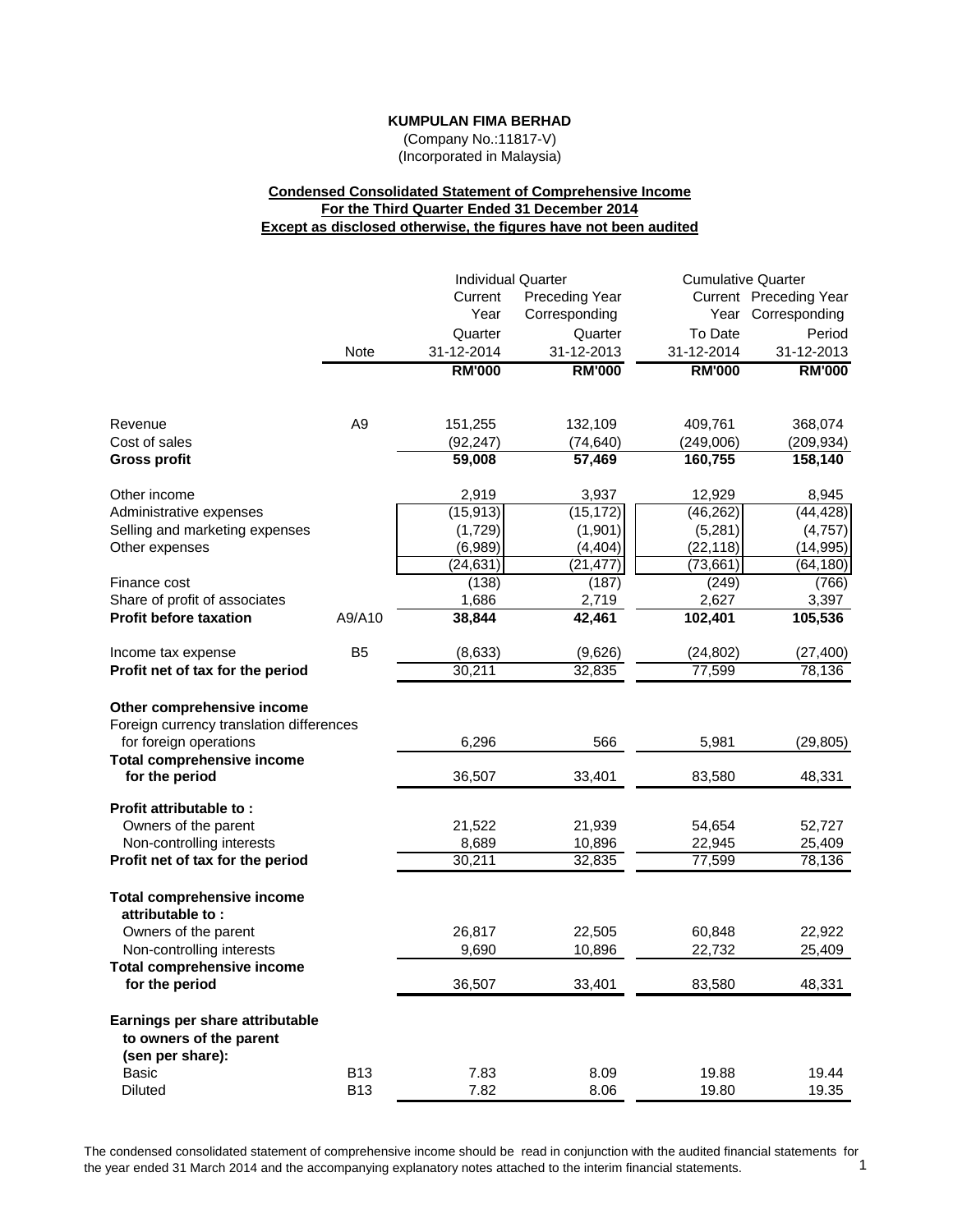**KUMPULAN FIMA BERHAD**

(Company No.:11817-V)

(Incorporated in Malaysia)

**Condensed Consolidated Statement of Comprehensive Income**
**For the Third Quarter Ended 31 December 2014**
**Except as disclosed otherwise, the figures have not been audited**

| | Note | Individual Quarter | | Cumulative Quarter | |
|---|---|---|---|---|---|
| | | Current Year Quarter 31-12-2014 | Preceding Year Corresponding Quarter 31-12-2013 | Current Year To Date 31-12-2014 | Preceding Year Corresponding Period 31-12-2013 |
| | | **RM'000** | **RM'000** | **RM'000** | **RM'000** |
| Revenue | A9 | 151,255 | 132,109 | 409,761 | 368,074 |
| Cost of sales | | (92,247) | (74,640) | (249,006) | (209,934) |
| **Gross profit** | | **59,008** | **57,469** | **160,755** | **158,140** |
| Other income | | 2,919 | 3,937 | 12,929 | 8,945 |
| Administrative expenses | | (15,913) | (15,172) | (46,262) | (44,428) |
| Selling and marketing expenses | | (1,729) | (1,901) | (5,281) | (4,757) |
| Other expenses | | (6,989) | (4,404) | (22,118) | (14,995) |
| | | (24,631) | (21,477) | (73,661) | (64,180) |
| Finance cost | | (138) | (187) | (249) | (766) |
| Share of profit of associates | | 1,686 | 2,719 | 2,627 | 3,397 |
| **Profit before taxation** | A9/A10 | **38,844** | **42,461** | **102,401** | **105,536** |
| Income tax expense | B5 | (8,633) | (9,626) | (24,802) | (27,400) |
| **Profit net of tax for the period** | | 30,211 | 32,835 | 77,599 | 78,136 |
| **Other comprehensive income** | | | | | |
| Foreign currency translation differences for foreign operations | | 6,296 | 566 | 5,981 | (29,805) |
| **Total comprehensive income for the period** | | 36,507 | 33,401 | 83,580 | 48,331 |
| **Profit attributable to :** | | | | | |
| Owners of the parent | | 21,522 | 21,939 | 54,654 | 52,727 |
| Non-controlling interests | | 8,689 | 10,896 | 22,945 | 25,409 |
| **Profit net of tax for the period** | | 30,211 | 32,835 | 77,599 | 78,136 |
| **Total comprehensive income attributable to :** | | | | | |
| Owners of the parent | | 26,817 | 22,505 | 60,848 | 22,922 |
| Non-controlling interests | | 9,690 | 10,896 | 22,732 | 25,409 |
| **Total comprehensive income for the period** | | 36,507 | 33,401 | 83,580 | 48,331 |
| **Earnings per share attributable to owners of the parent (sen per share):** | | | | | |
| Basic | B13 | 7.83 | 8.09 | 19.88 | 19.44 |
| Diluted | B13 | 7.82 | 8.06 | 19.80 | 19.35 |

The condensed consolidated statement of comprehensive income should be read in conjunction with the audited financial statements for the year ended 31 March 2014 and the accompanying explanatory notes attached to the interim financial statements.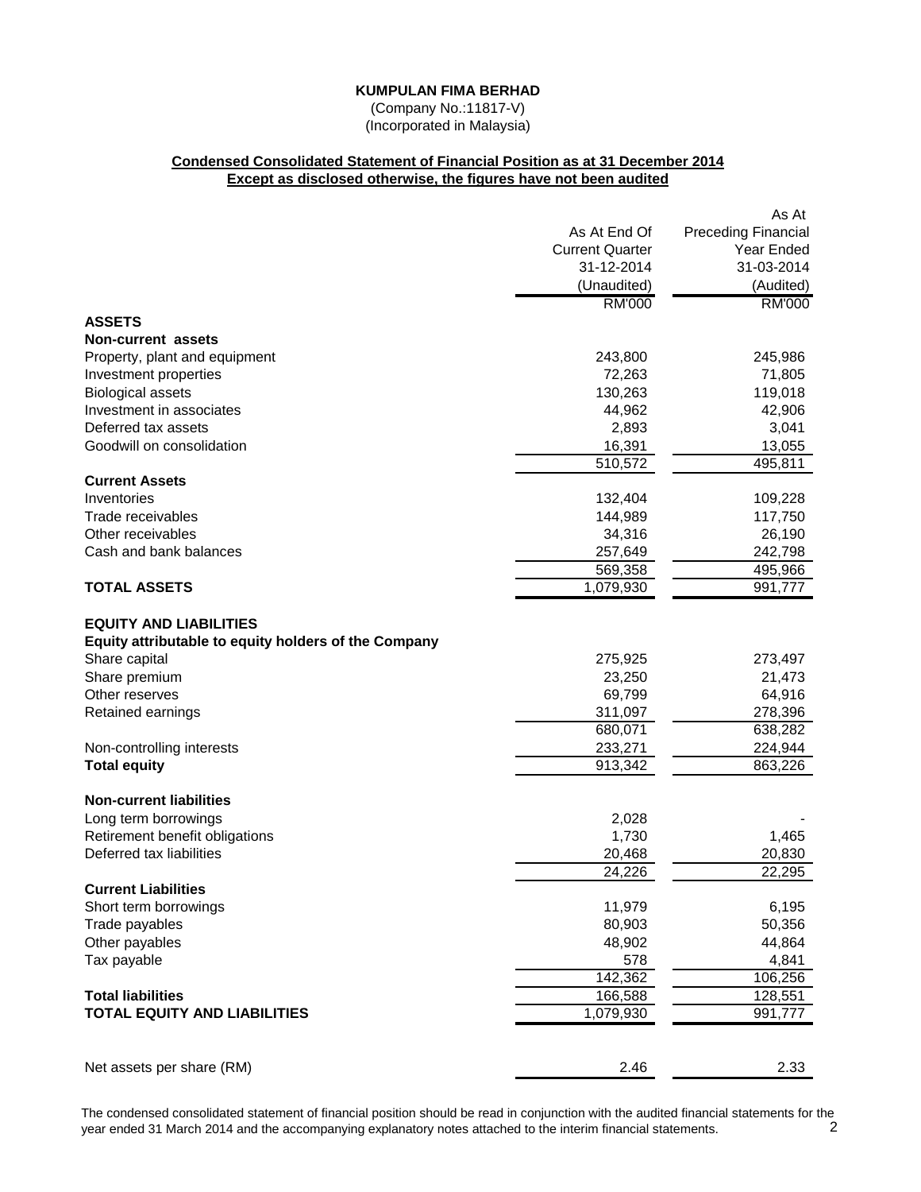**KUMPULAN FIMA BERHAD**

(Company No.:11817-V)

(Incorporated in Malaysia)

**Condensed Consolidated Statement of Financial Position as at 31 December 2014**

**Except as disclosed otherwise, the figures have not been audited**

| | As At End Of Current Quarter 31-12-2014 (Unaudited) | As At Preceding Financial Year Ended 31-03-2014 (Audited) |
|---|---|---|
| | RM'000 | RM'000 |
| **ASSETS** | | |
| **Non-current assets** | | |
| Property, plant and equipment | 243,800 | 245,986 |
| Investment properties | 72,263 | 71,805 |
| Biological assets | 130,263 | 119,018 |
| Investment in associates | 44,962 | 42,906 |
| Deferred tax assets | 2,893 | 3,041 |
| Goodwill on consolidation | 16,391 | 13,055 |
| | 510,572 | 495,811 |
| **Current Assets** | | |
| Inventories | 132,404 | 109,228 |
| Trade receivables | 144,989 | 117,750 |
| Other receivables | 34,316 | 26,190 |
| Cash and bank balances | 257,649 | 242,798 |
| | 569,358 | 495,966 |
| **TOTAL ASSETS** | 1,079,930 | 991,777 |
| | | |
| **EQUITY AND LIABILITIES** | | |
| **Equity attributable to equity holders of the Company** | | |
| Share capital | 275,925 | 273,497 |
| Share premium | 23,250 | 21,473 |
| Other reserves | 69,799 | 64,916 |
| Retained earnings | 311,097 | 278,396 |
| | 680,071 | 638,282 |
| Non-controlling interests | 233,271 | 224,944 |
| **Total equity** | 913,342 | 863,226 |
| | | |
| **Non-current liabilities** | | |
| Long term borrowings | 2,028 | - |
| Retirement benefit obligations | 1,730 | 1,465 |
| Deferred tax liabilities | 20,468 | 20,830 |
| | 24,226 | 22,295 |
| **Current Liabilities** | | |
| Short term borrowings | 11,979 | 6,195 |
| Trade payables | 80,903 | 50,356 |
| Other payables | 48,902 | 44,864 |
| Tax payable | 578 | 4,841 |
| | 142,362 | 106,256 |
| **Total liabilities** | 166,588 | 128,551 |
| **TOTAL EQUITY AND LIABILITIES** | 1,079,930 | 991,777 |
| | | |
| Net assets per share (RM) | 2.46 | 2.33 |

The condensed consolidated statement of financial position should be read in conjunction with the audited financial statements for the year ended 31 March 2014 and the accompanying explanatory notes attached to the interim financial statements.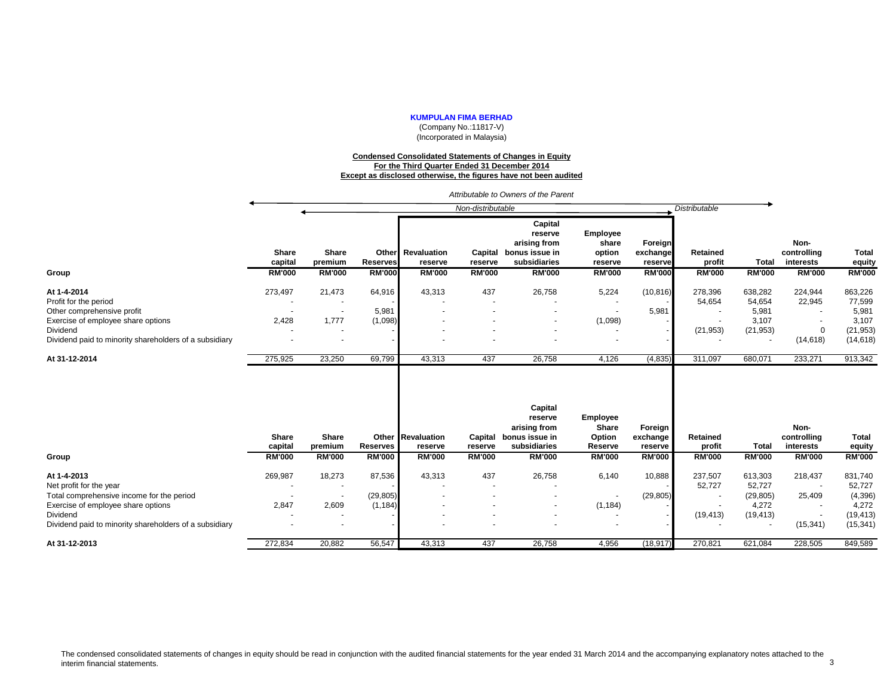**KUMPULAN FIMA BERHAD**

(Company No.:11817-V)

(Incorporated in Malaysia)

**Condensed Consolidated Statements of Changes in Equity**
**For the Third Quarter Ended 31 December 2014**
**Except as disclosed otherwise, the figures have not been audited**

*Attributable to Owners of the Parent*

| Group | Share capital | Share premium | Other Reserves | Revaluation reserve | Capital reserve | Capital reserve arising from bonus issue in subsidiaries | Employee share option reserve | Foreign exchange reserve | Retained profit | Total | Non-controlling interests | Total equity |
|---|---|---|---|---|---|---|---|---|---|---|---|---|
| | | *Non-distributable* | | | | | | | *Distributable* | | | |
| | RM'000 | RM'000 | RM'000 | RM'000 | RM'000 | RM'000 | RM'000 | RM'000 | RM'000 | RM'000 | RM'000 | RM'000 |
| **At 1-4-2014** | 273,497 | 21,473 | 64,916 | 43,313 | 437 | 26,758 | 5,224 | (10,816) | 278,396 | 638,282 | 224,944 | 863,226 |
| Profit for the period | - | - | - | - | - | - | - | - | 54,654 | 54,654 | 22,945 | 77,599 |
| Other comprehensive profit | - | - | 5,981 | - | - | - | - | 5,981 | - | 5,981 | - | 5,981 |
| Exercise of employee share options | 2,428 | 1,777 | (1,098) | - | - | - | (1,098) | - | - | 3,107 | - | 3,107 |
| Dividend | - | - | - | - | - | - | - | - | (21,953) | (21,953) | 0 | (21,953) |
| Dividend paid to minority shareholders of a subsidiary | - | - | - | - | - | - | - | - | - | - | (14,618) | (14,618) |
| **At 31-12-2014** | 275,925 | 23,250 | 69,799 | 43,313 | 437 | 26,758 | 4,126 | (4,835) | 311,097 | 680,071 | 233,271 | 913,342 |

| Group | Share capital | Share premium | Other Reserves | Revaluation reserve | Capital reserve | Capital reserve arising from bonus issue in subsidiaries | Employee Share Option Reserve | Foreign exchange reserve | Retained profit | Total | Non-controlling interests | Total equity |
|---|---|---|---|---|---|---|---|---|---|---|---|---|
| | RM'000 | RM'000 | RM'000 | RM'000 | RM'000 | RM'000 | RM'000 | RM'000 | RM'000 | RM'000 | RM'000 | RM'000 |
| **At 1-4-2013** | 269,987 | 18,273 | 87,536 | 43,313 | 437 | 26,758 | 6,140 | 10,888 | 237,507 | 613,303 | 218,437 | 831,740 |
| Net profit for the year | - | - | - | - | - | - | - | - | 52,727 | 52,727 | - | 52,727 |
| Total comprehensive income for the period | - | - | (29,805) | - | - | - | - | (29,805) | - | (29,805) | 25,409 | (4,396) |
| Exercise of employee share options | 2,847 | 2,609 | (1,184) | - | - | - | (1,184) | - | - | 4,272 | - | 4,272 |
| Dividend | - | - | - | - | - | - | - | - | (19,413) | (19,413) | - | (19,413) |
| Dividend paid to minority shareholders of a subsidiary | - | - | - | - | - | - | - | - | - | - | (15,341) | (15,341) |
| **At 31-12-2013** | 272,834 | 20,882 | 56,547 | 43,313 | 437 | 26,758 | 4,956 | (18,917) | 270,821 | 621,084 | 228,505 | 849,589 |

The condensed consolidated statements of changes in equity should be read in conjunction with the audited financial statements for the year ended 31 March 2014 and the accompanying explanatory notes attached to the interim financial statements.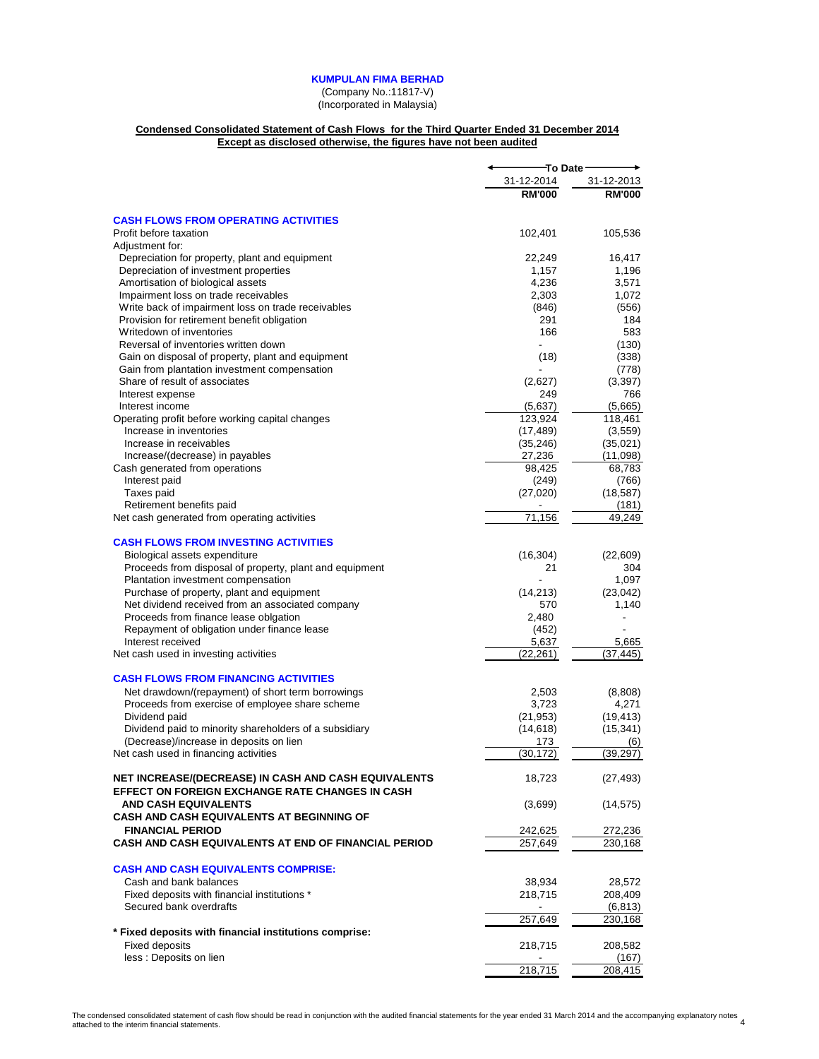**KUMPULAN FIMA BERHAD**
(Company No.:11817-V)
(Incorporated in Malaysia)

**Condensed Consolidated Statement of Cash Flows for the Third Quarter Ended 31 December 2014**
**Except as disclosed otherwise, the figures have not been audited**

| | To Date | |
|---|---|---|
| | 31-12-2014 | 31-12-2013 |
| | **RM'000** | **RM'000** |
| **CASH FLOWS FROM OPERATING ACTIVITIES** | | |
| Profit before taxation | 102,401 | 105,536 |
| Adjustment for: | | |
| Depreciation for property, plant and equipment | 22,249 | 16,417 |
| Depreciation of investment properties | 1,157 | 1,196 |
| Amortisation of biological assets | 4,236 | 3,571 |
| Impairment loss on trade receivables | 2,303 | 1,072 |
| Write back of impairment loss on trade receivables | (846) | (556) |
| Provision for retirement benefit obligation | 291 | 184 |
| Writedown of inventories | 166 | 583 |
| Reversal of inventories written down | - | (130) |
| Gain on disposal of property, plant and equipment | (18) | (338) |
| Gain from plantation investment compensation | - | (778) |
| Share of result of associates | (2,627) | (3,397) |
| Interest expense | 249 | 766 |
| Interest income | (5,637) | (5,665) |
| Operating profit before working capital changes | 123,924 | 118,461 |
| Increase in inventories | (17,489) | (3,559) |
| Increase in receivables | (35,246) | (35,021) |
| Increase/(decrease) in payables | 27,236 | (11,098) |
| Cash generated from operations | 98,425 | 68,783 |
| Interest paid | (249) | (766) |
| Taxes paid | (27,020) | (18,587) |
| Retirement benefits paid | - | (181) |
| Net cash generated from operating activities | 71,156 | 49,249 |
| **CASH FLOWS FROM INVESTING ACTIVITIES** | | |
| Biological assets expenditure | (16,304) | (22,609) |
| Proceeds from disposal of property, plant and equipment | 21 | 304 |
| Plantation investment compensation | - | 1,097 |
| Purchase of property, plant and equipment | (14,213) | (23,042) |
| Net dividend received from an associated company | 570 | 1,140 |
| Proceeds from finance lease oblgation | 2,480 | - |
| Repayment of obligation under finance lease | (452) | - |
| Interest received | 5,637 | 5,665 |
| Net cash used in investing activities | (22,261) | (37,445) |
| **CASH FLOWS FROM FINANCING ACTIVITIES** | | |
| Net drawdown/(repayment) of short term borrowings | 2,503 | (8,808) |
| Proceeds from exercise of employee share scheme | 3,723 | 4,271 |
| Dividend paid | (21,953) | (19,413) |
| Dividend paid to minority shareholders of a subsidiary | (14,618) | (15,341) |
| (Decrease)/increase in deposits on lien | 173 | (6) |
| Net cash used in financing activities | (30,172) | (39,297) |
| **NET INCREASE/(DECREASE) IN CASH AND CASH EQUIVALENTS** | 18,723 | (27,493) |
| **EFFECT ON FOREIGN EXCHANGE RATE CHANGES IN CASH AND CASH EQUIVALENTS** | (3,699) | (14,575) |
| **CASH AND CASH EQUIVALENTS AT BEGINNING OF FINANCIAL PERIOD** | 242,625 | 272,236 |
| **CASH AND CASH EQUIVALENTS AT END OF FINANCIAL PERIOD** | 257,649 | 230,168 |
| **CASH AND CASH EQUIVALENTS COMPRISE:** | | |
| Cash and bank balances | 38,934 | 28,572 |
| Fixed deposits with financial institutions * | 218,715 | 208,409 |
| Secured bank overdrafts | - | (6,813) |
| | 257,649 | 230,168 |
| **\* Fixed deposits with financial institutions comprise:** | | |
| Fixed deposits | 218,715 | 208,582 |
| less : Deposits on lien | - | (167) |
| | 218,715 | 208,415 |

The condensed consolidated statement of cash flow should be read in conjunction with the audited financial statements for the year ended 31 March 2014 and the accompanying explanatory notes attached to the interim financial statements.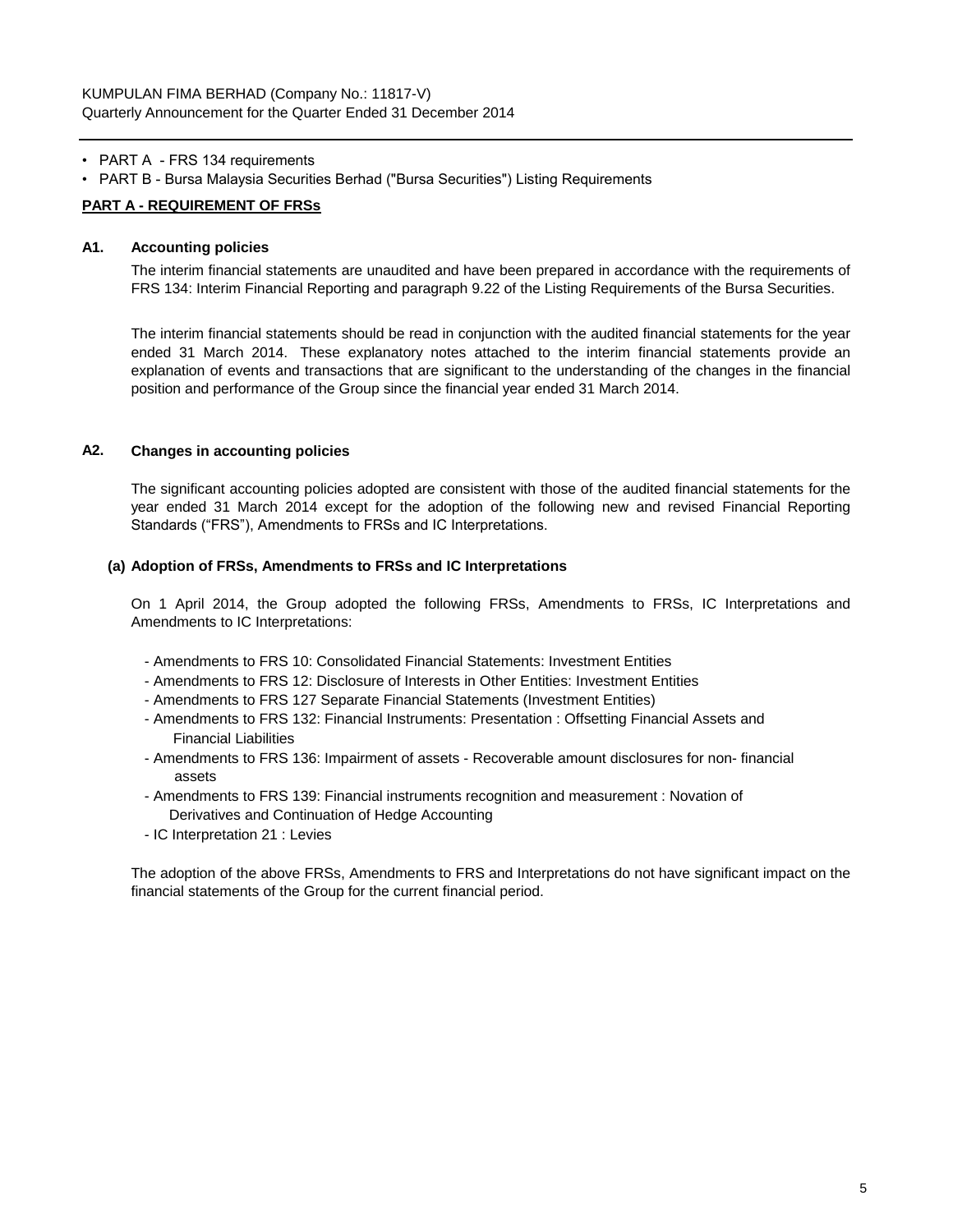- PART A - FRS 134 requirements
- PART B - Bursa Malaysia Securities Berhad ("Bursa Securities") Listing Requirements

**PART A - REQUIREMENT OF FRSs**

## A1. Accounting policies

The interim financial statements are unaudited and have been prepared in accordance with the requirements of FRS 134: Interim Financial Reporting and paragraph 9.22 of the Listing Requirements of the Bursa Securities.

The interim financial statements should be read in conjunction with the audited financial statements for the year ended 31 March 2014. These explanatory notes attached to the interim financial statements provide an explanation of events and transactions that are significant to the understanding of the changes in the financial position and performance of the Group since the financial year ended 31 March 2014.

## A2. Changes in accounting policies

The significant accounting policies adopted are consistent with those of the audited financial statements for the year ended 31 March 2014 except for the adoption of the following new and revised Financial Reporting Standards ("FRS"), Amendments to FRSs and IC Interpretations.

### (a) Adoption of FRSs, Amendments to FRSs and IC Interpretations

On 1 April 2014, the Group adopted the following FRSs, Amendments to FRSs, IC Interpretations and Amendments to IC Interpretations:

- Amendments to FRS 10: Consolidated Financial Statements: Investment Entities
- Amendments to FRS 12: Disclosure of Interests in Other Entities: Investment Entities
- Amendments to FRS 127 Separate Financial Statements (Investment Entities)
- Amendments to FRS 132: Financial Instruments: Presentation : Offsetting Financial Assets and Financial Liabilities
- Amendments to FRS 136: Impairment of assets - Recoverable amount disclosures for non- financial assets
- Amendments to FRS 139: Financial instruments recognition and measurement : Novation of Derivatives and Continuation of Hedge Accounting
- IC Interpretation 21 : Levies

The adoption of the above FRSs, Amendments to FRS and Interpretations do not have significant impact on the financial statements of the Group for the current financial period.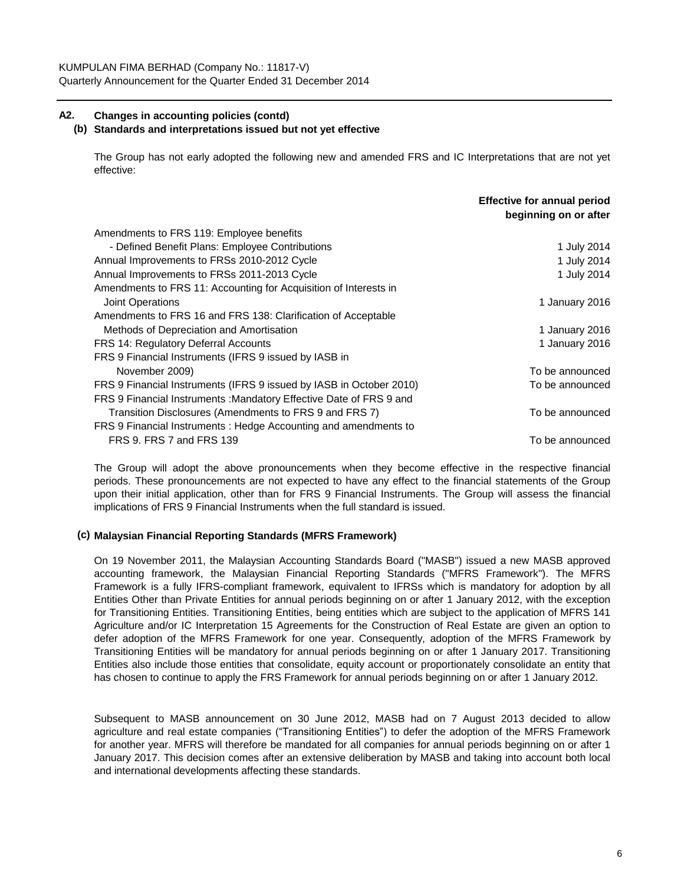## A2. Changes in accounting policies (contd)

### (b) Standards and interpretations issued but not yet effective

The Group has not early adopted the following new and amended FRS and IC Interpretations that are not yet effective:

| | Effective for annual period beginning on or after |
|---|---|
| Amendments to FRS 119: Employee benefits - Defined Benefit Plans: Employee Contributions | 1 July 2014 |
| Annual Improvements to FRSs 2010-2012 Cycle | 1 July 2014 |
| Annual Improvements to FRSs 2011-2013 Cycle | 1 July 2014 |
| Amendments to FRS 11: Accounting for Acquisition of Interests in Joint Operations | 1 January 2016 |
| Amendments to FRS 16 and FRS 138: Clarification of Acceptable Methods of Depreciation and Amortisation | 1 January 2016 |
| FRS 14: Regulatory Deferral Accounts | 1 January 2016 |
| FRS 9 Financial Instruments (IFRS 9 issued by IASB in November 2009) | To be announced |
| FRS 9 Financial Instruments (IFRS 9 issued by IASB in October 2010) | To be announced |
| FRS 9 Financial Instruments :Mandatory Effective Date of FRS 9 and Transition Disclosures (Amendments to FRS 9 and FRS 7) | To be announced |
| FRS 9 Financial Instruments : Hedge Accounting and amendments to FRS 9. FRS 7 and FRS 139 | To be announced |

The Group will adopt the above pronouncements when they become effective in the respective financial periods. These pronouncements are not expected to have any effect to the financial statements of the Group upon their initial application, other than for FRS 9 Financial Instruments. The Group will assess the financial implications of FRS 9 Financial Instruments when the full standard is issued.

### (c) Malaysian Financial Reporting Standards (MFRS Framework)

On 19 November 2011, the Malaysian Accounting Standards Board ("MASB") issued a new MASB approved accounting framework, the Malaysian Financial Reporting Standards ("MFRS Framework"). The MFRS Framework is a fully IFRS-compliant framework, equivalent to IFRSs which is mandatory for adoption by all Entities Other than Private Entities for annual periods beginning on or after 1 January 2012, with the exception for Transitioning Entities. Transitioning Entities, being entities which are subject to the application of MFRS 141 Agriculture and/or IC Interpretation 15 Agreements for the Construction of Real Estate are given an option to defer adoption of the MFRS Framework for one year. Consequently, adoption of the MFRS Framework by Transitioning Entities will be mandatory for annual periods beginning on or after 1 January 2017. Transitioning Entities also include those entities that consolidate, equity account or proportionately consolidate an entity that has chosen to continue to apply the FRS Framework for annual periods beginning on or after 1 January 2012.

Subsequent to MASB announcement on 30 June 2012, MASB had on 7 August 2013 decided to allow agriculture and real estate companies ("Transitioning Entities") to defer the adoption of the MFRS Framework for another year. MFRS will therefore be mandated for all companies for annual periods beginning on or after 1 January 2017. This decision comes after an extensive deliberation by MASB and taking into account both local and international developments affecting these standards.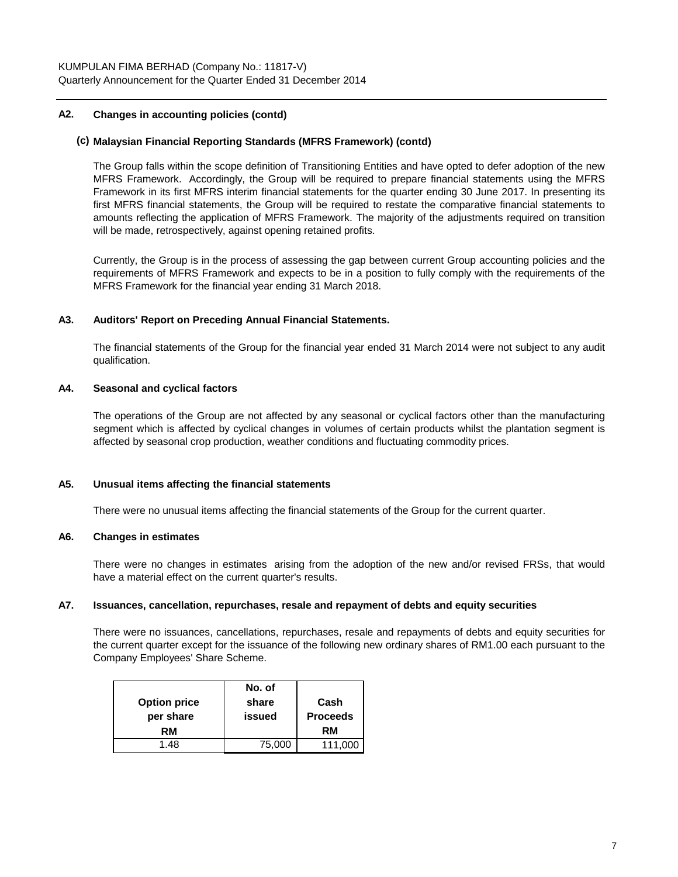## A2. Changes in accounting policies (contd)

### (c) Malaysian Financial Reporting Standards (MFRS Framework) (contd)

The Group falls within the scope definition of Transitioning Entities and have opted to defer adoption of the new MFRS Framework. Accordingly, the Group will be required to prepare financial statements using the MFRS Framework in its first MFRS interim financial statements for the quarter ending 30 June 2017. In presenting its first MFRS financial statements, the Group will be required to restate the comparative financial statements to amounts reflecting the application of MFRS Framework. The majority of the adjustments required on transition will be made, retrospectively, against opening retained profits.

Currently, the Group is in the process of assessing the gap between current Group accounting policies and the requirements of MFRS Framework and expects to be in a position to fully comply with the requirements of the MFRS Framework for the financial year ending 31 March 2018.

## A3. Auditors' Report on Preceding Annual Financial Statements.

The financial statements of the Group for the financial year ended 31 March 2014 were not subject to any audit qualification.

## A4. Seasonal and cyclical factors

The operations of the Group are not affected by any seasonal or cyclical factors other than the manufacturing segment which is affected by cyclical changes in volumes of certain products whilst the plantation segment is affected by seasonal crop production, weather conditions and fluctuating commodity prices.

## A5. Unusual items affecting the financial statements

There were no unusual items affecting the financial statements of the Group for the current quarter.

## A6. Changes in estimates

There were no changes in estimates arising from the adoption of the new and/or revised FRSs, that would have a material effect on the current quarter's results.

## A7. Issuances, cancellation, repurchases, resale and repayment of debts and equity securities

There were no issuances, cancellations, repurchases, resale and repayments of debts and equity securities for the current quarter except for the issuance of the following new ordinary shares of RM1.00 each pursuant to the Company Employees' Share Scheme.

| Option price per share RM | No. of share issued | Cash Proceeds RM |
|---|---|---|
| 1.48 | 75,000 | 111,000 |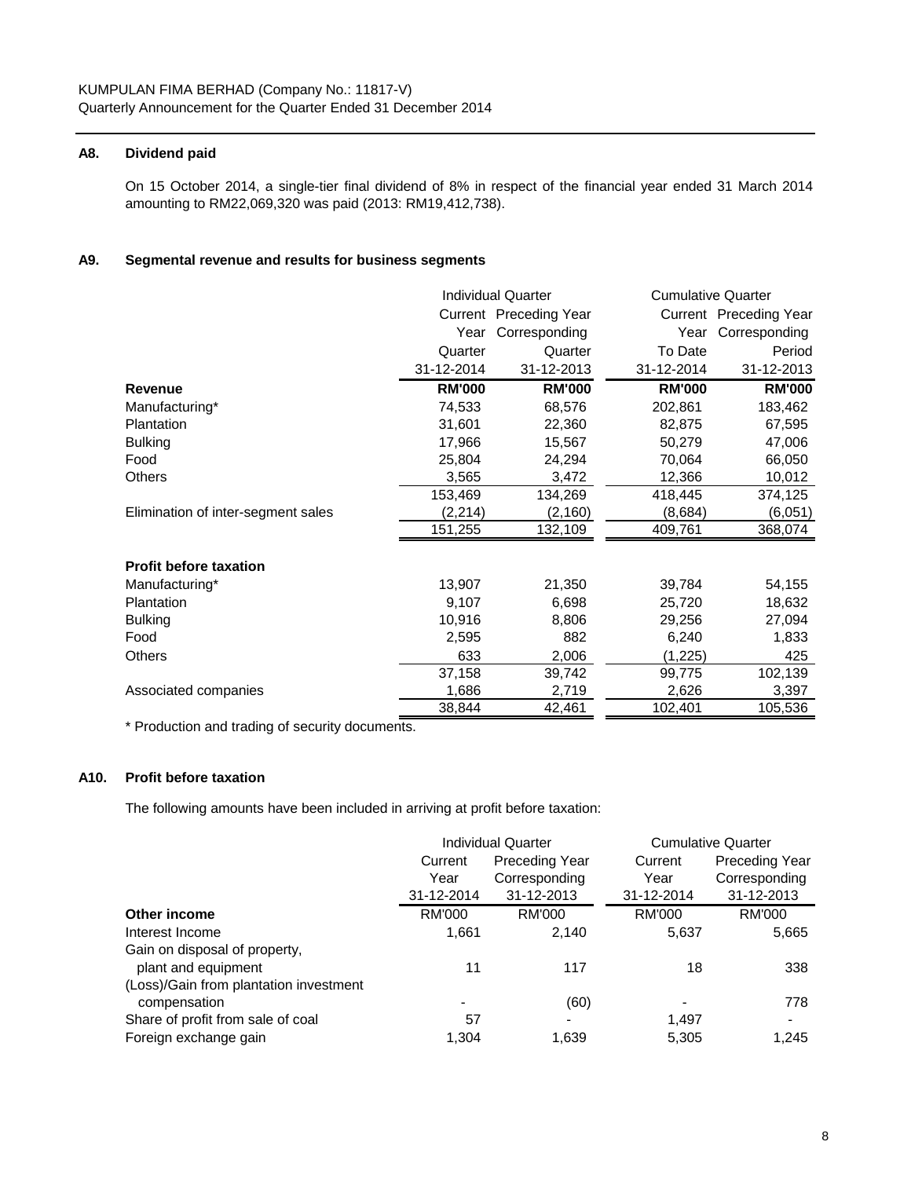### A8. Dividend paid

On 15 October 2014, a single-tier final dividend of 8% in respect of the financial year ended 31 March 2014 amounting to RM22,069,320 was paid (2013: RM19,412,738).

### A9. Segmental revenue and results for business segments

| | Individual Quarter | | Cumulative Quarter | |
|---|---|---|---|---|
| | Current Year Quarter | Preceding Year Corresponding Quarter | Current Year To Date | Preceding Year Corresponding Period |
| | 31-12-2014 | 31-12-2013 | 31-12-2014 | 31-12-2013 |
| **Revenue** | **RM'000** | **RM'000** | **RM'000** | **RM'000** |
| Manufacturing* | 74,533 | 68,576 | 202,861 | 183,462 |
| Plantation | 31,601 | 22,360 | 82,875 | 67,595 |
| Bulking | 17,966 | 15,567 | 50,279 | 47,006 |
| Food | 25,804 | 24,294 | 70,064 | 66,050 |
| Others | 3,565 | 3,472 | 12,366 | 10,012 |
| | 153,469 | 134,269 | 418,445 | 374,125 |
| Elimination of inter-segment sales | (2,214) | (2,160) | (8,684) | (6,051) |
| | 151,255 | 132,109 | 409,761 | 368,074 |
| **Profit before taxation** | | | | |
| Manufacturing* | 13,907 | 21,350 | 39,784 | 54,155 |
| Plantation | 9,107 | 6,698 | 25,720 | 18,632 |
| Bulking | 10,916 | 8,806 | 29,256 | 27,094 |
| Food | 2,595 | 882 | 6,240 | 1,833 |
| Others | 633 | 2,006 | (1,225) | 425 |
| | 37,158 | 39,742 | 99,775 | 102,139 |
| Associated companies | 1,686 | 2,719 | 2,626 | 3,397 |
| | 38,844 | 42,461 | 102,401 | 105,536 |

* Production and trading of security documents.

### A10. Profit before taxation

The following amounts have been included in arriving at profit before taxation:

| | Individual Quarter | | Cumulative Quarter | |
|---|---|---|---|---|
| | Current Year | Preceding Year Corresponding | Current Year | Preceding Year Corresponding |
| | 31-12-2014 | 31-12-2013 | 31-12-2014 | 31-12-2013 |
| **Other income** | RM'000 | RM'000 | RM'000 | RM'000 |
| Interest Income | 1,661 | 2,140 | 5,637 | 5,665 |
| Gain on disposal of property, plant and equipment | 11 | 117 | 18 | 338 |
| (Loss)/Gain from plantation investment compensation | - | (60) | - | 778 |
| Share of profit from sale of coal | 57 | - | 1,497 | - |
| Foreign exchange gain | 1,304 | 1,639 | 5,305 | 1,245 |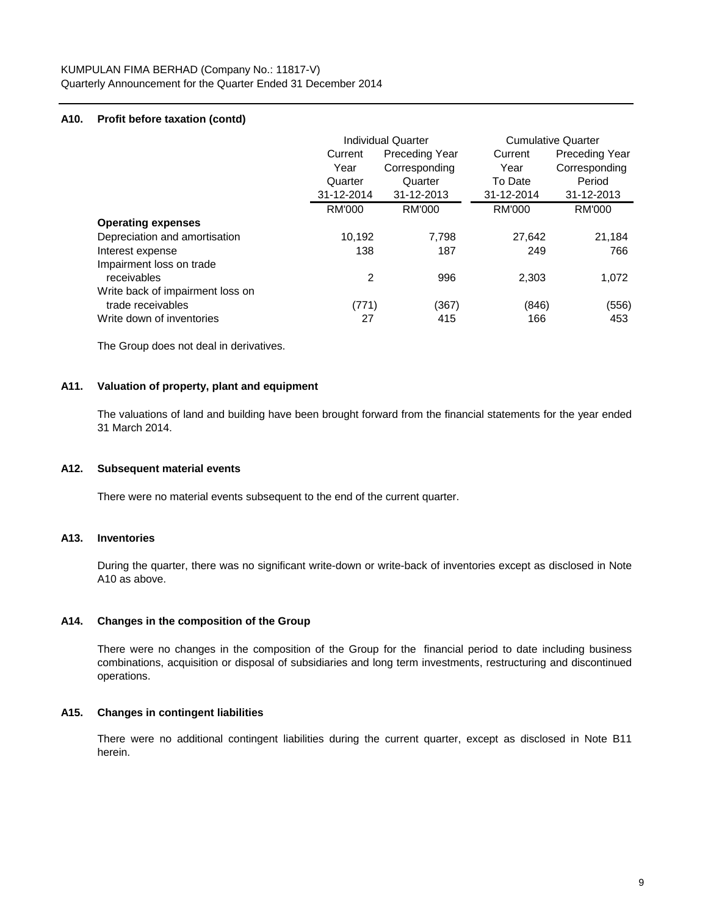### A10. Profit before taxation (contd)

| | Individual Quarter | | Cumulative Quarter | |
|---|---|---|---|---|
| | Current Year Quarter 31-12-2014 | Preceding Year Corresponding Quarter 31-12-2013 | Current Year To Date 31-12-2014 | Preceding Year Corresponding Period 31-12-2013 |
| | RM'000 | RM'000 | RM'000 | RM'000 |
| **Operating expenses** | | | | |
| Depreciation and amortisation | 10,192 | 7,798 | 27,642 | 21,184 |
| Interest expense | 138 | 187 | 249 | 766 |
| Impairment loss on trade receivables | 2 | 996 | 2,303 | 1,072 |
| Write back of impairment loss on trade receivables | (771) | (367) | (846) | (556) |
| Write down of inventories | 27 | 415 | 166 | 453 |

The Group does not deal in derivatives.

### A11. Valuation of property, plant and equipment

The valuations of land and building have been brought forward from the financial statements for the year ended 31 March 2014.

### A12. Subsequent material events

There were no material events subsequent to the end of the current quarter.

### A13. Inventories

During the quarter, there was no significant write-down or write-back of inventories except as disclosed in Note A10 as above.

### A14. Changes in the composition of the Group

There were no changes in the composition of the Group for the financial period to date including business combinations, acquisition or disposal of subsidiaries and long term investments, restructuring and discontinued operations.

### A15. Changes in contingent liabilities

There were no additional contingent liabilities during the current quarter, except as disclosed in Note B11 herein.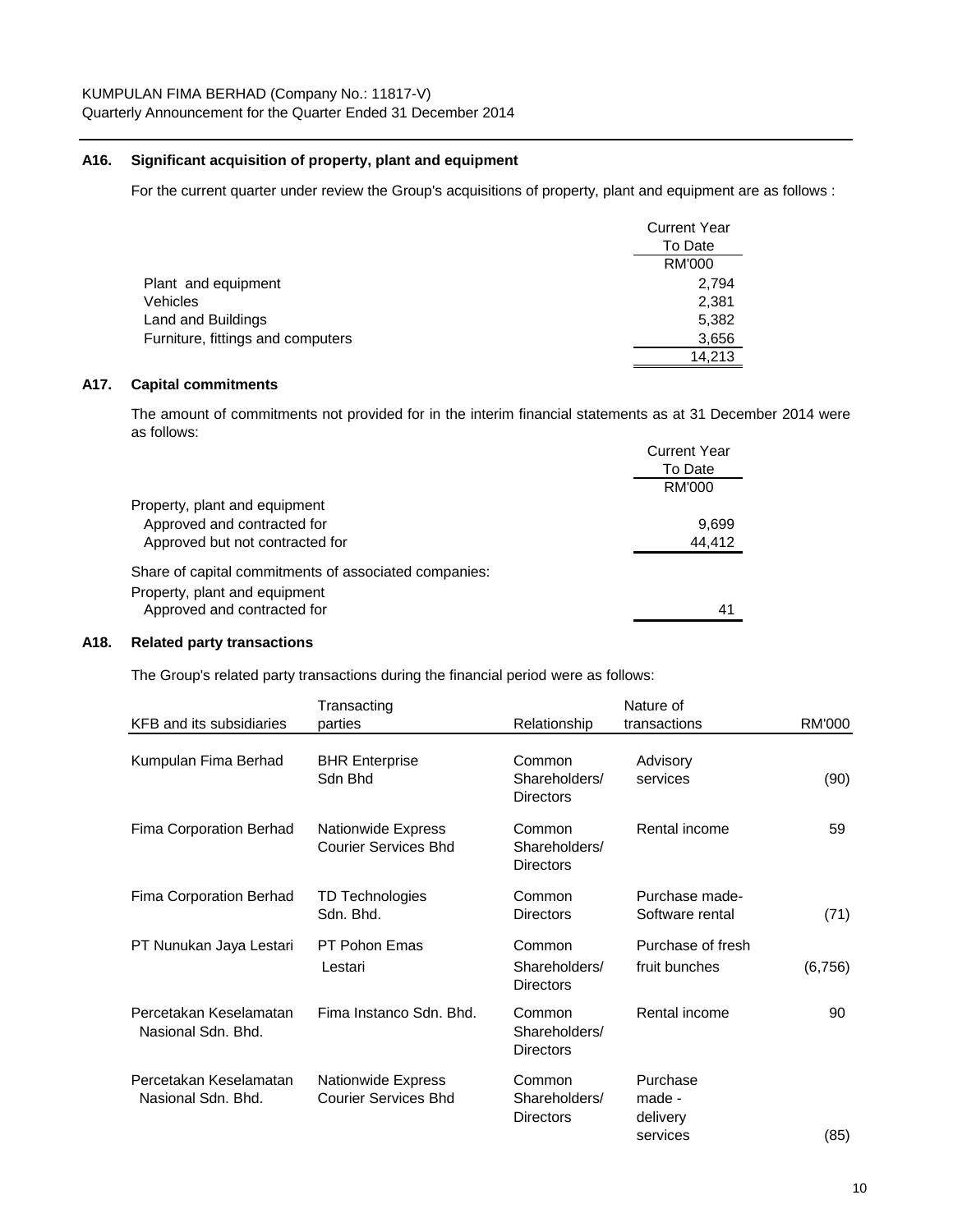### A16. Significant acquisition of property, plant and equipment

For the current quarter under review the Group's acquisitions of property, plant and equipment are as follows :

| | Current Year To Date |
|---|---|
| | RM'000 |
| Plant and equipment | 2,794 |
| Vehicles | 2,381 |
| Land and Buildings | 5,382 |
| Furniture, fittings and computers | 3,656 |
| | 14,213 |

### A17. Capital commitments

The amount of commitments not provided for in the interim financial statements as at 31 December 2014 were as follows:

| | Current Year To Date |
|---|---|
| | RM'000 |
| Property, plant and equipment | |
| Approved and contracted for | 9,699 |
| Approved but not contracted for | 44,412 |
| Share of capital commitments of associated companies: | |
| Property, plant and equipment | |
| Approved and contracted for | 41 |

### A18. Related party transactions

The Group's related party transactions during the financial period were as follows:

| KFB and its subsidiaries | Transacting parties | Relationship | Nature of transactions | RM'000 |
|---|---|---|---|---|
| Kumpulan Fima Berhad | BHR Enterprise Sdn Bhd | Common Shareholders/ Directors | Advisory services | (90) |
| Fima Corporation Berhad | Nationwide Express Courier Services Bhd | Common Shareholders/ Directors | Rental income | 59 |
| Fima Corporation Berhad | TD Technologies Sdn. Bhd. | Common Directors | Purchase made- Software rental | (71) |
| PT Nunukan Jaya Lestari | PT Pohon Emas Lestari | Common Shareholders/ Directors | Purchase of fresh fruit bunches | (6,756) |
| Percetakan Keselamatan Nasional Sdn. Bhd. | Fima Instanco Sdn. Bhd. | Common Shareholders/ Directors | Rental income | 90 |
| Percetakan Keselamatan Nasional Sdn. Bhd. | Nationwide Express Courier Services Bhd | Common Shareholders/ Directors | Purchase made - delivery services | (85) |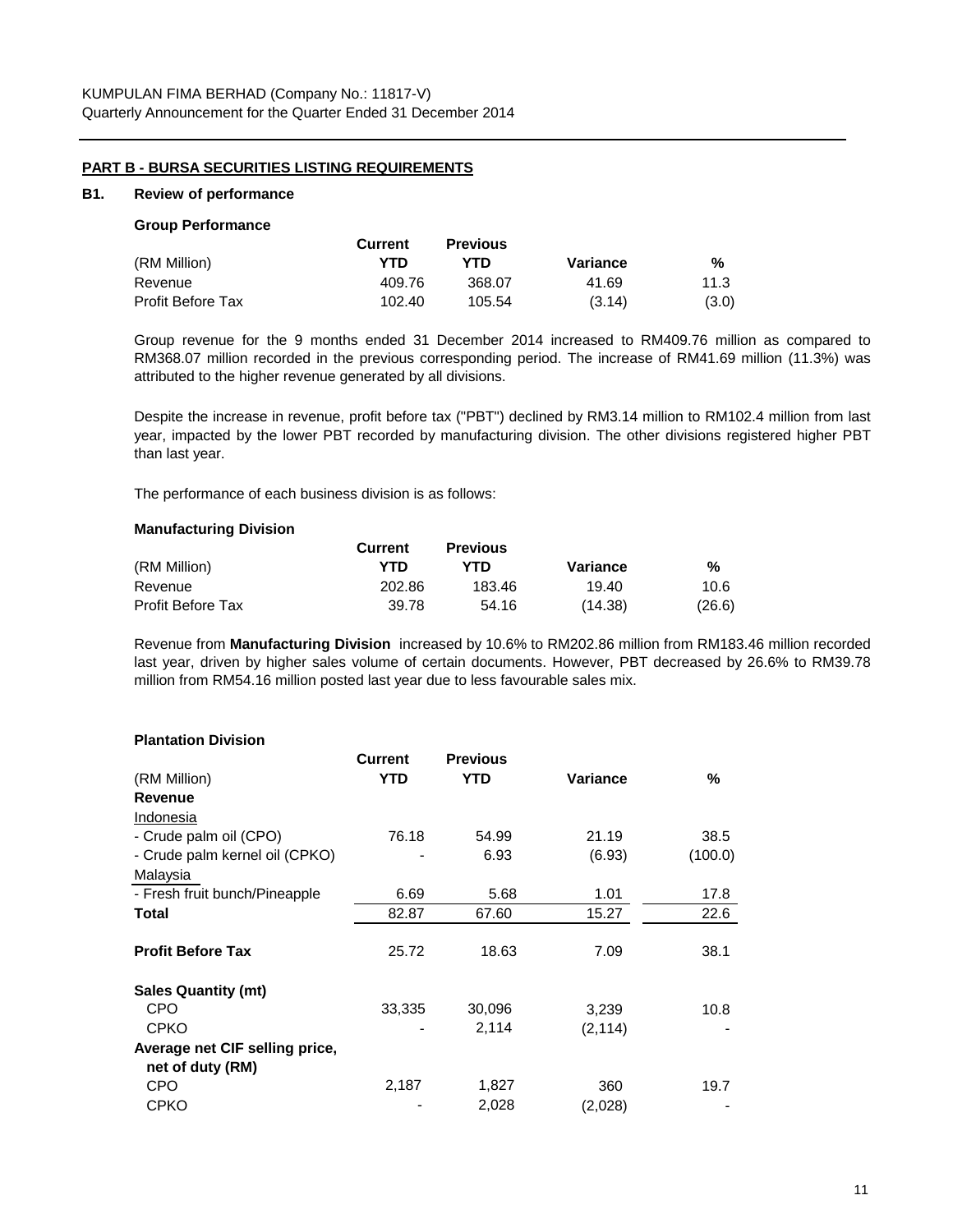KUMPULAN FIMA BERHAD (Company No.: 11817-V)
Quarterly Announcement for the Quarter Ended 31 December 2014

## PART B - BURSA SECURITIES LISTING REQUIREMENTS

### B1. Review of performance

**Group Performance**

| (RM Million) | Current YTD | Previous YTD | Variance | % |
|---|---|---|---|---|
| Revenue | 409.76 | 368.07 | 41.69 | 11.3 |
| Profit Before Tax | 102.40 | 105.54 | (3.14) | (3.0) |

Group revenue for the 9 months ended 31 December 2014 increased to RM409.76 million as compared to RM368.07 million recorded in the previous corresponding period. The increase of RM41.69 million (11.3%) was attributed to the higher revenue generated by all divisions.

Despite the increase in revenue, profit before tax ("PBT") declined by RM3.14 million to RM102.4 million from last year, impacted by the lower PBT recorded by manufacturing division. The other divisions registered higher PBT than last year.

The performance of each business division is as follows:

**Manufacturing Division**

| (RM Million) | Current YTD | Previous YTD | Variance | % |
|---|---|---|---|---|
| Revenue | 202.86 | 183.46 | 19.40 | 10.6 |
| Profit Before Tax | 39.78 | 54.16 | (14.38) | (26.6) |

Revenue from **Manufacturing Division** increased by 10.6% to RM202.86 million from RM183.46 million recorded last year, driven by higher sales volume of certain documents. However, PBT decreased by 26.6% to RM39.78 million from RM54.16 million posted last year due to less favourable sales mix.

**Plantation Division**

| (RM Million) | Current YTD | Previous YTD | Variance | % |
|---|---|---|---|---|
| **Revenue** | | | | |
| Indonesia | | | | |
| - Crude palm oil (CPO) | 76.18 | 54.99 | 21.19 | 38.5 |
| - Crude palm kernel oil (CPKO) | - | 6.93 | (6.93) | (100.0) |
| Malaysia | | | | |
| - Fresh fruit bunch/Pineapple | 6.69 | 5.68 | 1.01 | 17.8 |
| **Total** | 82.87 | 67.60 | 15.27 | 22.6 |
| **Profit Before Tax** | 25.72 | 18.63 | 7.09 | 38.1 |
| **Sales Quantity (mt)** | | | | |
| CPO | 33,335 | 30,096 | 3,239 | 10.8 |
| CPKO | - | 2,114 | (2,114) | - |
| **Average net CIF selling price, net of duty (RM)** | | | | |
| CPO | 2,187 | 1,827 | 360 | 19.7 |
| CPKO | - | 2,028 | (2,028) | - |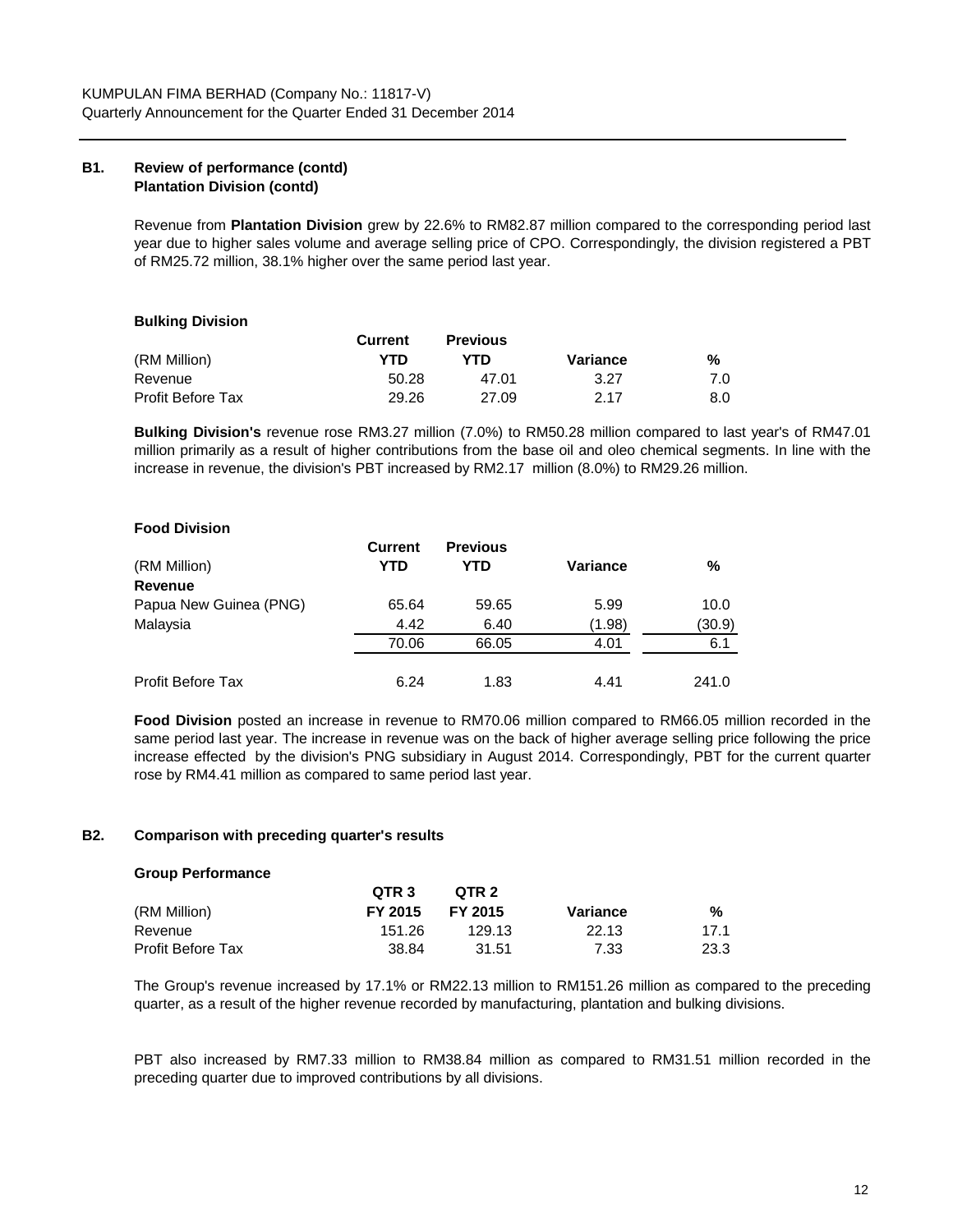### B1. Review of performance (contd)
**Plantation Division (contd)**

Revenue from **Plantation Division** grew by 22.6% to RM82.87 million compared to the corresponding period last year due to higher sales volume and average selling price of CPO. Correspondingly, the division registered a PBT of RM25.72 million, 38.1% higher over the same period last year.

**Bulking Division**

| (RM Million) | Current YTD | Previous YTD | Variance | % |
|---|---|---|---|---|
| Revenue | 50.28 | 47.01 | 3.27 | 7.0 |
| Profit Before Tax | 29.26 | 27.09 | 2.17 | 8.0 |

**Bulking Division's** revenue rose RM3.27 million (7.0%) to RM50.28 million compared to last year's of RM47.01 million primarily as a result of higher contributions from the base oil and oleo chemical segments. In line with the increase in revenue, the division's PBT increased by RM2.17 million (8.0%) to RM29.26 million.

**Food Division**

| (RM Million) | Current YTD | Previous YTD | Variance | % |
|---|---|---|---|---|
| **Revenue** | | | | |
| Papua New Guinea (PNG) | 65.64 | 59.65 | 5.99 | 10.0 |
| Malaysia | 4.42 | 6.40 | (1.98) | (30.9) |
| | 70.06 | 66.05 | 4.01 | 6.1 |
| Profit Before Tax | 6.24 | 1.83 | 4.41 | 241.0 |

**Food Division** posted an increase in revenue to RM70.06 million compared to RM66.05 million recorded in the same period last year. The increase in revenue was on the back of higher average selling price following the price increase effected by the division's PNG subsidiary in August 2014. Correspondingly, PBT for the current quarter rose by RM4.41 million as compared to same period last year.

### B2. Comparison with preceding quarter's results

**Group Performance**

| (RM Million) | QTR 3 FY 2015 | QTR 2 FY 2015 | Variance | % |
|---|---|---|---|---|
| Revenue | 151.26 | 129.13 | 22.13 | 17.1 |
| Profit Before Tax | 38.84 | 31.51 | 7.33 | 23.3 |

The Group's revenue increased by 17.1% or RM22.13 million to RM151.26 million as compared to the preceding quarter, as a result of the higher revenue recorded by manufacturing, plantation and bulking divisions.

PBT also increased by RM7.33 million to RM38.84 million as compared to RM31.51 million recorded in the preceding quarter due to improved contributions by all divisions.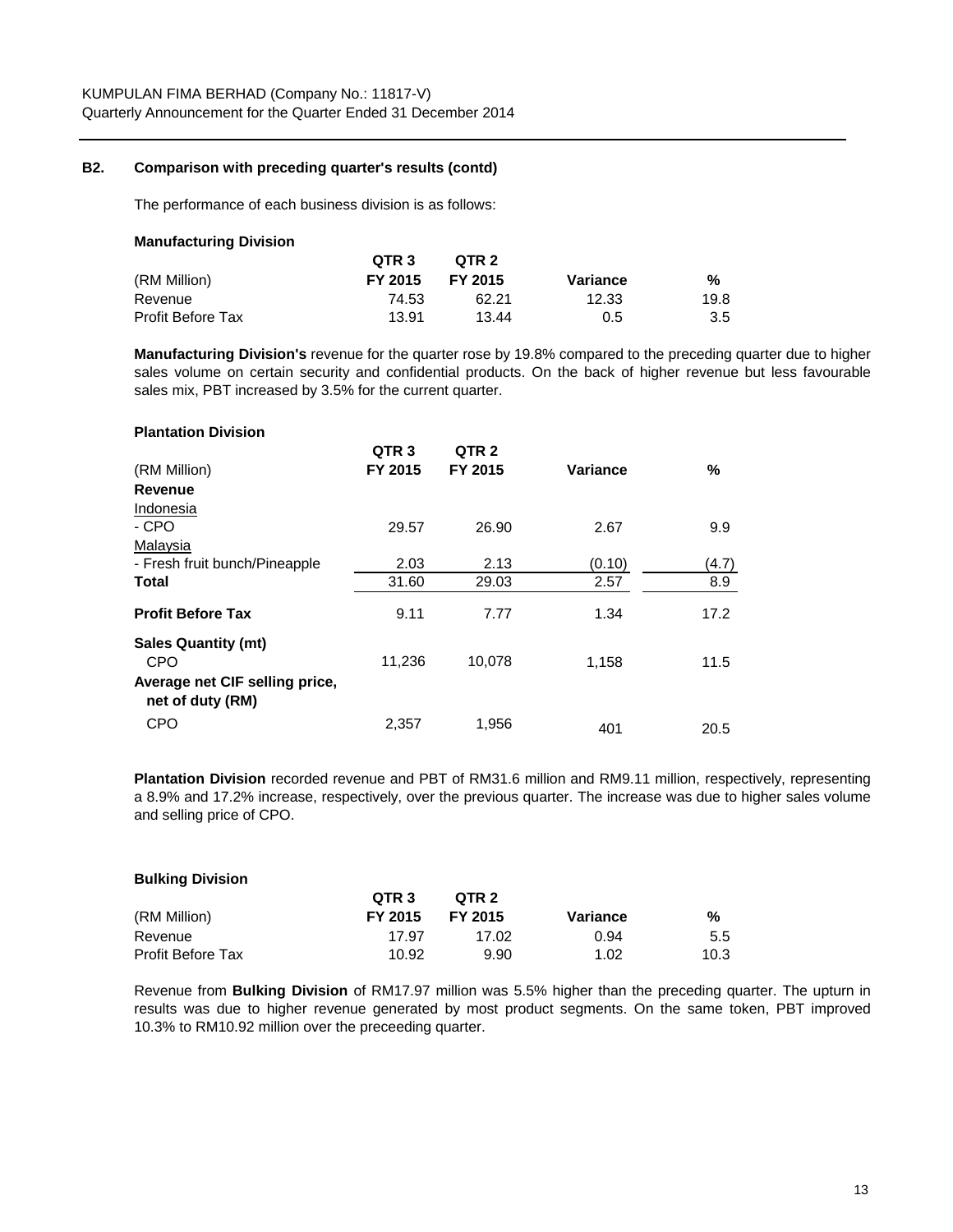### B2. Comparison with preceding quarter's results (contd)

The performance of each business division is as follows:

**Manufacturing Division**

| (RM Million) | QTR 3 FY 2015 | QTR 2 FY 2015 | Variance | % |
|---|---|---|---|---|
| Revenue | 74.53 | 62.21 | 12.33 | 19.8 |
| Profit Before Tax | 13.91 | 13.44 | 0.5 | 3.5 |

**Manufacturing Division's** revenue for the quarter rose by 19.8% compared to the preceding quarter due to higher sales volume on certain security and confidential products. On the back of higher revenue but less favourable sales mix, PBT increased by 3.5% for the current quarter.

**Plantation Division**

| (RM Million) | QTR 3 FY 2015 | QTR 2 FY 2015 | Variance | % |
|---|---|---|---|---|
| **Revenue** | | | | |
| Indonesia | | | | |
| - CPO | 29.57 | 26.90 | 2.67 | 9.9 |
| Malaysia | | | | |
| - Fresh fruit bunch/Pineapple | 2.03 | 2.13 | (0.10) | (4.7) |
| **Total** | 31.60 | 29.03 | 2.57 | 8.9 |
| **Profit Before Tax** | 9.11 | 7.77 | 1.34 | 17.2 |
| **Sales Quantity (mt)** | | | | |
| CPO | 11,236 | 10,078 | 1,158 | 11.5 |
| **Average net CIF selling price, net of duty (RM)** | | | | |
| CPO | 2,357 | 1,956 | 401 | 20.5 |

**Plantation Division** recorded revenue and PBT of RM31.6 million and RM9.11 million, respectively, representing a 8.9% and 17.2% increase, respectively, over the previous quarter. The increase was due to higher sales volume and selling price of CPO.

**Bulking Division**

| (RM Million) | QTR 3 FY 2015 | QTR 2 FY 2015 | Variance | % |
|---|---|---|---|---|
| Revenue | 17.97 | 17.02 | 0.94 | 5.5 |
| Profit Before Tax | 10.92 | 9.90 | 1.02 | 10.3 |

Revenue from **Bulking Division** of RM17.97 million was 5.5% higher than the preceding quarter. The upturn in results was due to higher revenue generated by most product segments. On the same token, PBT improved 10.3% to RM10.92 million over the preceeding quarter.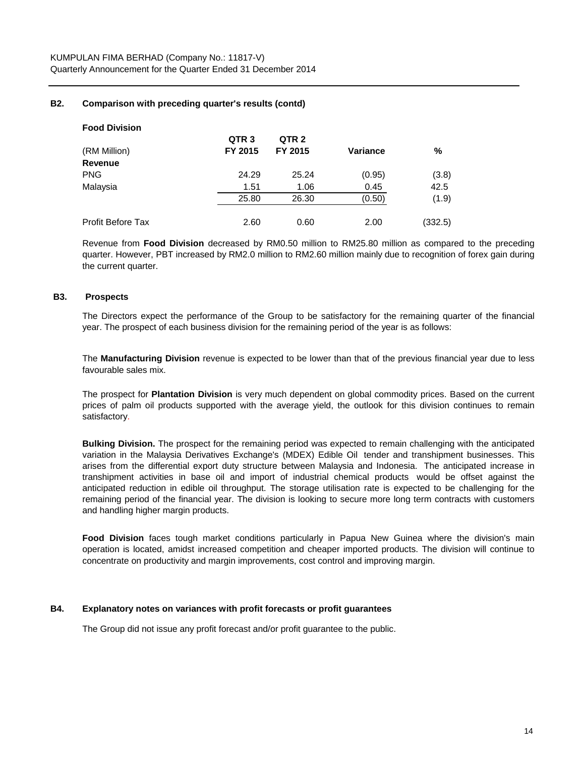**B2. Comparison with preceding quarter's results (contd)**

**Food Division**

| (RM Million) | QTR 3 FY 2015 | QTR 2 FY 2015 | Variance | % |
|---|---|---|---|---|
| **Revenue** | | | | |
| PNG | 24.29 | 25.24 | (0.95) | (3.8) |
| Malaysia | 1.51 | 1.06 | 0.45 | 42.5 |
| | 25.80 | 26.30 | (0.50) | (1.9) |
| Profit Before Tax | 2.60 | 0.60 | 2.00 | (332.5) |

Revenue from **Food Division** decreased by RM0.50 million to RM25.80 million as compared to the preceding quarter. However, PBT increased by RM2.0 million to RM2.60 million mainly due to recognition of forex gain during the current quarter.

**B3. Prospects**

The Directors expect the performance of the Group to be satisfactory for the remaining quarter of the financial year. The prospect of each business division for the remaining period of the year is as follows:

The **Manufacturing Division** revenue is expected to be lower than that of the previous financial year due to less favourable sales mix.

The prospect for **Plantation Division** is very much dependent on global commodity prices. Based on the current prices of palm oil products supported with the average yield, the outlook for this division continues to remain satisfactory.

**Bulking Division.** The prospect for the remaining period was expected to remain challenging with the anticipated variation in the Malaysia Derivatives Exchange's (MDEX) Edible Oil tender and transhipment businesses. This arises from the differential export duty structure between Malaysia and Indonesia. The anticipated increase in transhipment activities in base oil and import of industrial chemical products would be offset against the anticipated reduction in edible oil throughput. The storage utilisation rate is expected to be challenging for the remaining period of the financial year. The division is looking to secure more long term contracts with customers and handling higher margin products.

**Food Division** faces tough market conditions particularly in Papua New Guinea where the division's main operation is located, amidst increased competition and cheaper imported products. The division will continue to concentrate on productivity and margin improvements, cost control and improving margin.

**B4. Explanatory notes on variances with profit forecasts or profit guarantees**

The Group did not issue any profit forecast and/or profit guarantee to the public.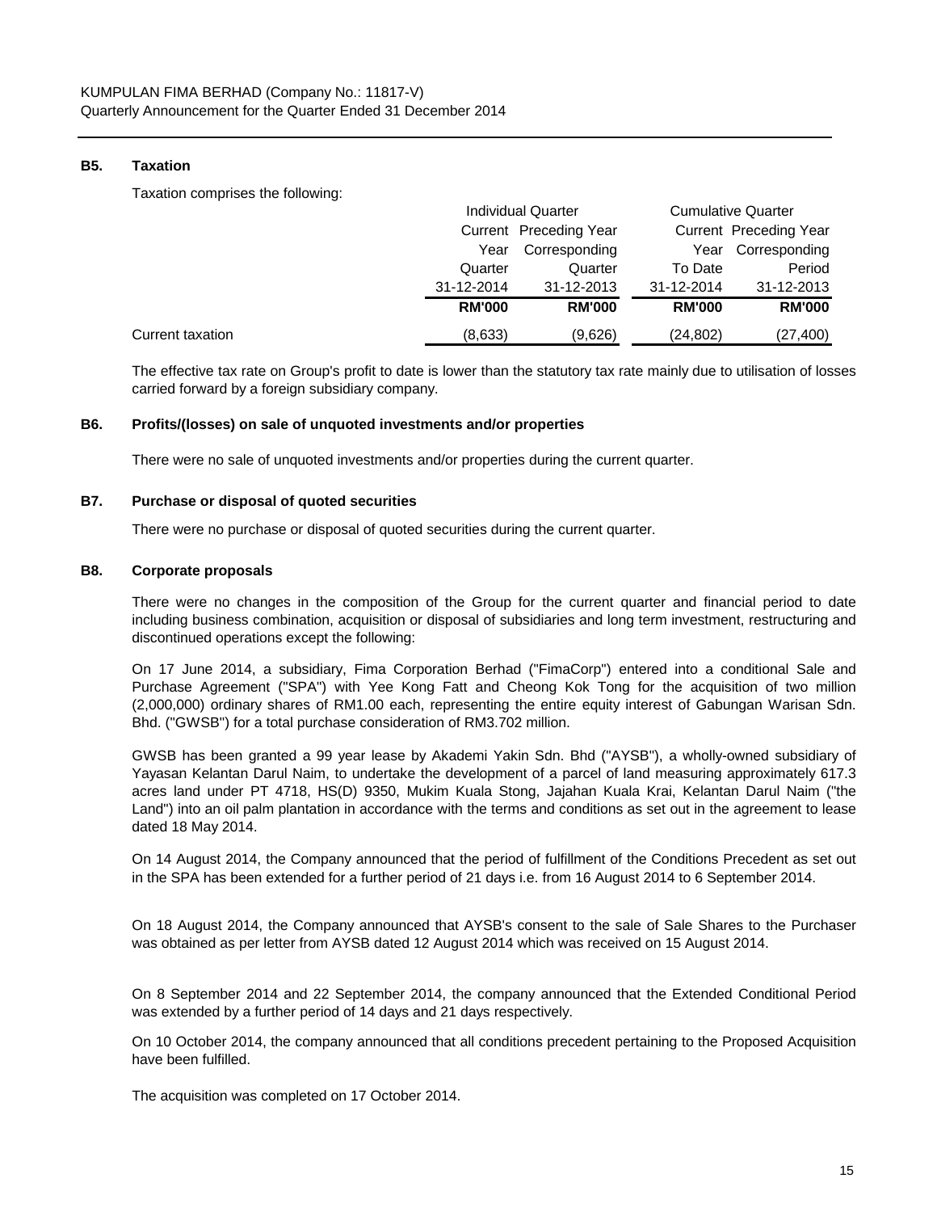### B5. Taxation

Taxation comprises the following:

| | Individual Quarter | | Cumulative Quarter | |
|---|---|---|---|---|
| | Current Year Quarter | Preceding Year Corresponding Quarter | Current Year To Date | Preceding Year Corresponding Period |
| | 31-12-2014 | 31-12-2013 | 31-12-2014 | 31-12-2013 |
| | **RM'000** | **RM'000** | **RM'000** | **RM'000** |
| Current taxation | (8,633) | (9,626) | (24,802) | (27,400) |

The effective tax rate on Group's profit to date is lower than the statutory tax rate mainly due to utilisation of losses carried forward by a foreign subsidiary company.

### B6. Profits/(losses) on sale of unquoted investments and/or properties

There were no sale of unquoted investments and/or properties during the current quarter.

### B7. Purchase or disposal of quoted securities

There were no purchase or disposal of quoted securities during the current quarter.

### B8. Corporate proposals

There were no changes in the composition of the Group for the current quarter and financial period to date including business combination, acquisition or disposal of subsidiaries and long term investment, restructuring and discontinued operations except the following:

On 17 June 2014, a subsidiary, Fima Corporation Berhad ("FimaCorp") entered into a conditional Sale and Purchase Agreement ("SPA") with Yee Kong Fatt and Cheong Kok Tong for the acquisition of two million (2,000,000) ordinary shares of RM1.00 each, representing the entire equity interest of Gabungan Warisan Sdn. Bhd. ("GWSB") for a total purchase consideration of RM3.702 million.

GWSB has been granted a 99 year lease by Akademi Yakin Sdn. Bhd ("AYSB"), a wholly-owned subsidiary of Yayasan Kelantan Darul Naim, to undertake the development of a parcel of land measuring approximately 617.3 acres land under PT 4718, HS(D) 9350, Mukim Kuala Stong, Jajahan Kuala Krai, Kelantan Darul Naim ("the Land") into an oil palm plantation in accordance with the terms and conditions as set out in the agreement to lease dated 18 May 2014.

On 14 August 2014, the Company announced that the period of fulfillment of the Conditions Precedent as set out in the SPA has been extended for a further period of 21 days i.e. from 16 August 2014 to 6 September 2014.

On 18 August 2014, the Company announced that AYSB's consent to the sale of Sale Shares to the Purchaser was obtained as per letter from AYSB dated 12 August 2014 which was received on 15 August 2014.

On 8 September 2014 and 22 September 2014, the company announced that the Extended Conditional Period was extended by a further period of 14 days and 21 days respectively.

On 10 October 2014, the company announced that all conditions precedent pertaining to the Proposed Acquisition have been fulfilled.

The acquisition was completed on 17 October 2014.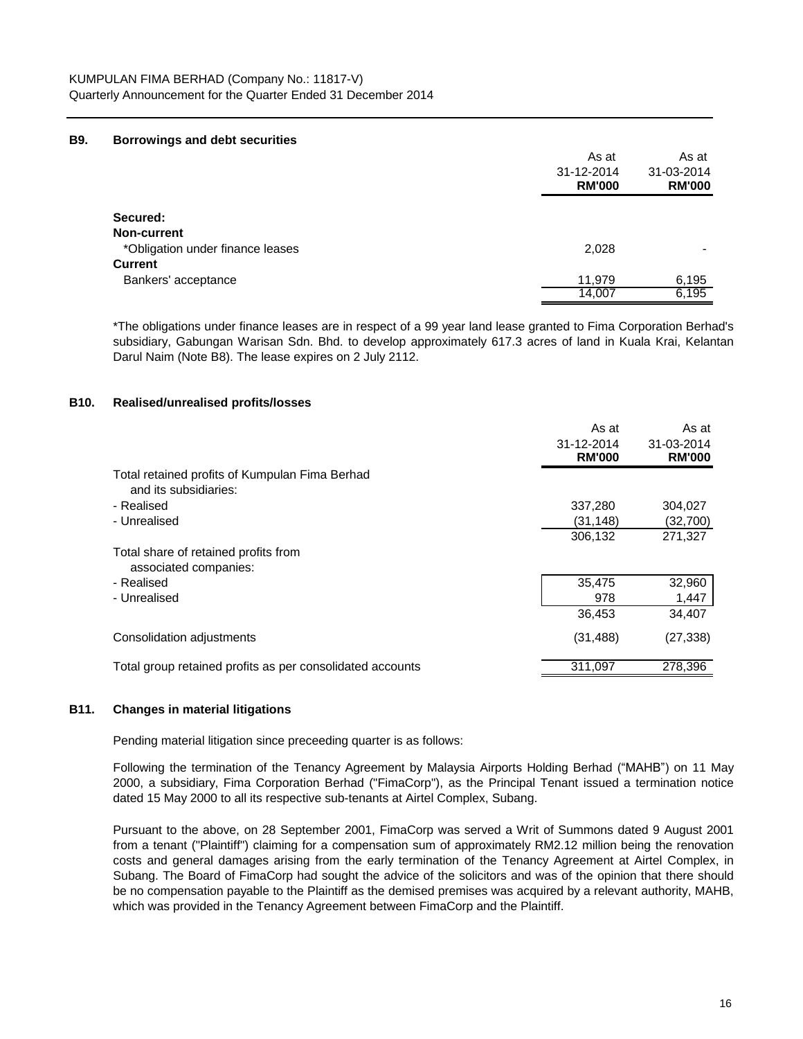KUMPULAN FIMA BERHAD (Company No.: 11817-V)
Quarterly Announcement for the Quarter Ended 31 December 2014

## B9. Borrowings and debt securities

| | As at 31-12-2014 RM'000 | As at 31-03-2014 RM'000 |
|---|---|---|
| **Secured:** | | |
| **Non-current** | | |
| *Obligation under finance leases | 2,028 | - |
| **Current** | | |
| Bankers' acceptance | 11,979 | 6,195 |
| | 14,007 | 6,195 |

*The obligations under finance leases are in respect of a 99 year land lease granted to Fima Corporation Berhad's subsidiary, Gabungan Warisan Sdn. Bhd. to develop approximately 617.3 acres of land in Kuala Krai, Kelantan Darul Naim (Note B8). The lease expires on 2 July 2112.

## B10. Realised/unrealised profits/losses

| | As at 31-12-2014 RM'000 | As at 31-03-2014 RM'000 |
|---|---|---|
| Total retained profits of Kumpulan Fima Berhad and its subsidiaries: | | |
| - Realised | 337,280 | 304,027 |
| - Unrealised | (31,148) | (32,700) |
| | 306,132 | 271,327 |
| Total share of retained profits from associated companies: | | |
| - Realised | 35,475 | 32,960 |
| - Unrealised | 978 | 1,447 |
| | 36,453 | 34,407 |
| Consolidation adjustments | (31,488) | (27,338) |
| Total group retained profits as per consolidated accounts | 311,097 | 278,396 |

## B11. Changes in material litigations

Pending material litigation since preceeding quarter is as follows:

Following the termination of the Tenancy Agreement by Malaysia Airports Holding Berhad ("MAHB") on 11 May 2000, a subsidiary, Fima Corporation Berhad ("FimaCorp"), as the Principal Tenant issued a termination notice dated 15 May 2000 to all its respective sub-tenants at Airtel Complex, Subang.

Pursuant to the above, on 28 September 2001, FimaCorp was served a Writ of Summons dated 9 August 2001 from a tenant ("Plaintiff") claiming for a compensation sum of approximately RM2.12 million being the renovation costs and general damages arising from the early termination of the Tenancy Agreement at Airtel Complex, in Subang. The Board of FimaCorp had sought the advice of the solicitors and was of the opinion that there should be no compensation payable to the Plaintiff as the demised premises was acquired by a relevant authority, MAHB, which was provided in the Tenancy Agreement between FimaCorp and the Plaintiff.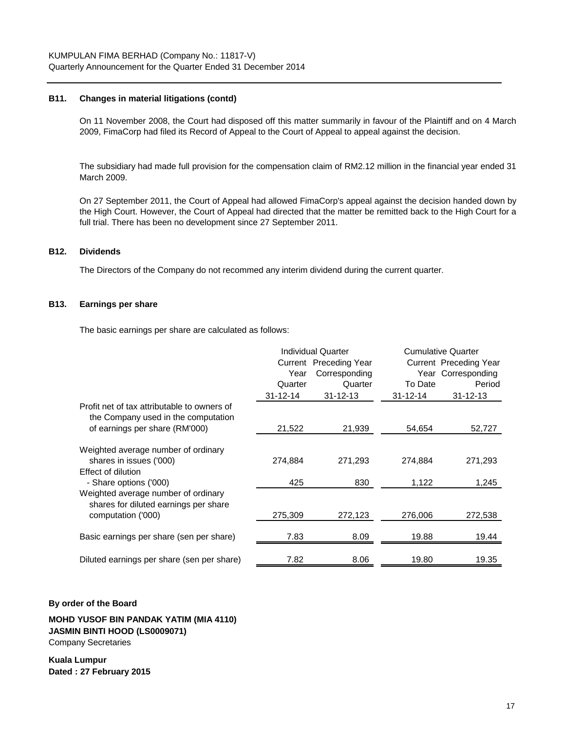### B11. Changes in material litigations (contd)

On 11 November 2008, the Court had disposed off this matter summarily in favour of the Plaintiff and on 4 March 2009, FimaCorp had filed its Record of Appeal to the Court of Appeal to appeal against the decision.

The subsidiary had made full provision for the compensation claim of RM2.12 million in the financial year ended 31 March 2009.

On 27 September 2011, the Court of Appeal had allowed FimaCorp's appeal against the decision handed down by the High Court. However, the Court of Appeal had directed that the matter be remitted back to the High Court for a full trial. There has been no development since 27 September 2011.

### B12. Dividends

The Directors of the Company do not recommed any interim dividend during the current quarter.

### B13. Earnings per share

The basic earnings per share are calculated as follows:

| | Individual Quarter | | Cumulative Quarter | |
|---|---|---|---|---|
| | Current Year Quarter | Preceding Year Corresponding Quarter | Current Year To Date | Preceding Year Corresponding Period |
| | 31-12-14 | 31-12-13 | 31-12-14 | 31-12-13 |
| Profit net of tax attributable to owners of the Company used in the computation of earnings per share (RM'000) | 21,522 | 21,939 | 54,654 | 52,727 |
| Weighted average number of ordinary shares in issues ('000) | 274,884 | 271,293 | 274,884 | 271,293 |
| Effect of dilution | | | | |
| - Share options ('000) | 425 | 830 | 1,122 | 1,245 |
| Weighted average number of ordinary shares for diluted earnings per share computation ('000) | 275,309 | 272,123 | 276,006 | 272,538 |
| Basic earnings per share (sen per share) | 7.83 | 8.09 | 19.88 | 19.44 |
| Diluted earnings per share (sen per share) | 7.82 | 8.06 | 19.80 | 19.35 |

**By order of the Board**

**MOHD YUSOF BIN PANDAK YATIM (MIA 4110)**
**JASMIN BINTI HOOD (LS0009071)**
Company Secretaries

**Kuala Lumpur**
**Dated : 27 February 2015**